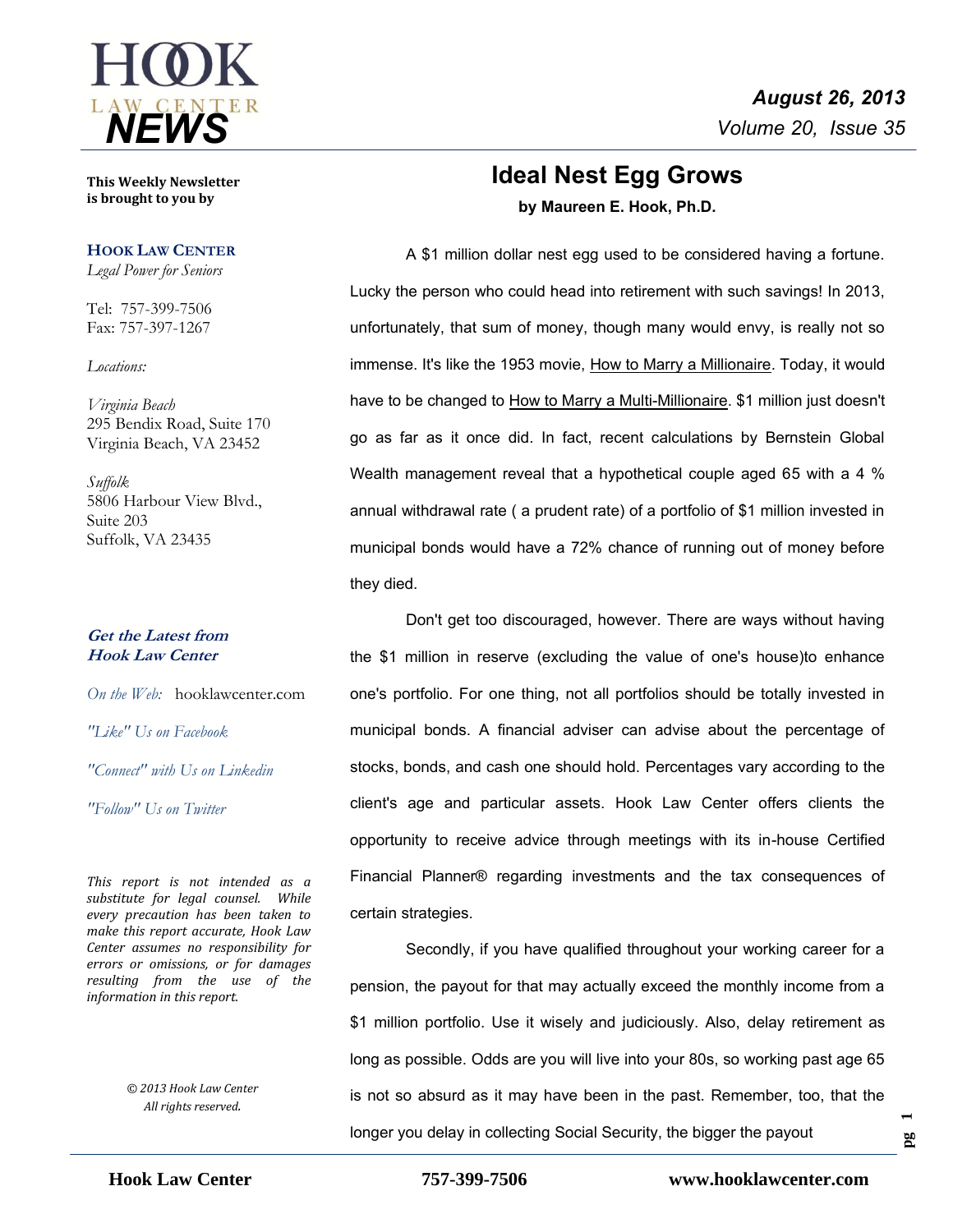# HOOK LAW CENTER NEWS

*August 26, 2013*
*Volume 20, Issue 35*

**This Weekly Newsletter is brought to you by**

**HOOK LAW CENTER**
*Legal Power for Seniors*

Tel: 757-399-7506
Fax: 757-397-1267

*Locations:*

*Virginia Beach*
295 Bendix Road, Suite 170
Virginia Beach, VA 23452

*Suffolk*
5806 Harbour View Blvd.,
Suite 203
Suffolk, VA 23435

***Get the Latest from Hook Law Center***

*On the Web:* hooklawcenter.com

*"Like" Us on Facebook*

*"Connect" with Us on Linkedin*

*"Follow" Us on Twitter*

*This report is not intended as a substitute for legal counsel. While every precaution has been taken to make this report accurate, Hook Law Center assumes no responsibility for errors or omissions, or for damages resulting from the use of the information in this report.*

*© 2013 Hook Law Center*
*All rights reserved.*

## Ideal Nest Egg Grows

**by Maureen E. Hook, Ph.D.**

A $1 million dollar nest egg used to be considered having a fortune. Lucky the person who could head into retirement with such savings! In 2013, unfortunately, that sum of money, though many would envy, is really not so immense. It's like the 1953 movie, How to Marry a Millionaire. Today, it would have to be changed to How to Marry a Multi-Millionaire. $1 million just doesn't go as far as it once did. In fact, recent calculations by Bernstein Global Wealth management reveal that a hypothetical couple aged 65 with a 4 % annual withdrawal rate ( a prudent rate) of a portfolio of $1 million invested in municipal bonds would have a 72% chance of running out of money before they died.

Don't get too discouraged, however. There are ways without having the $1 million in reserve (excluding the value of one's house)to enhance one's portfolio. For one thing, not all portfolios should be totally invested in municipal bonds. A financial adviser can advise about the percentage of stocks, bonds, and cash one should hold. Percentages vary according to the client's age and particular assets. Hook Law Center offers clients the opportunity to receive advice through meetings with its in-house Certified Financial Planner® regarding investments and the tax consequences of certain strategies.

Secondly, if you have qualified throughout your working career for a pension, the payout for that may actually exceed the monthly income from a $1 million portfolio. Use it wisely and judiciously. Also, delay retirement as long as possible. Odds are you will live into your 80s, so working past age 65 is not so absurd as it may have been in the past. Remember, too, that the longer you delay in collecting Social Security, the bigger the payout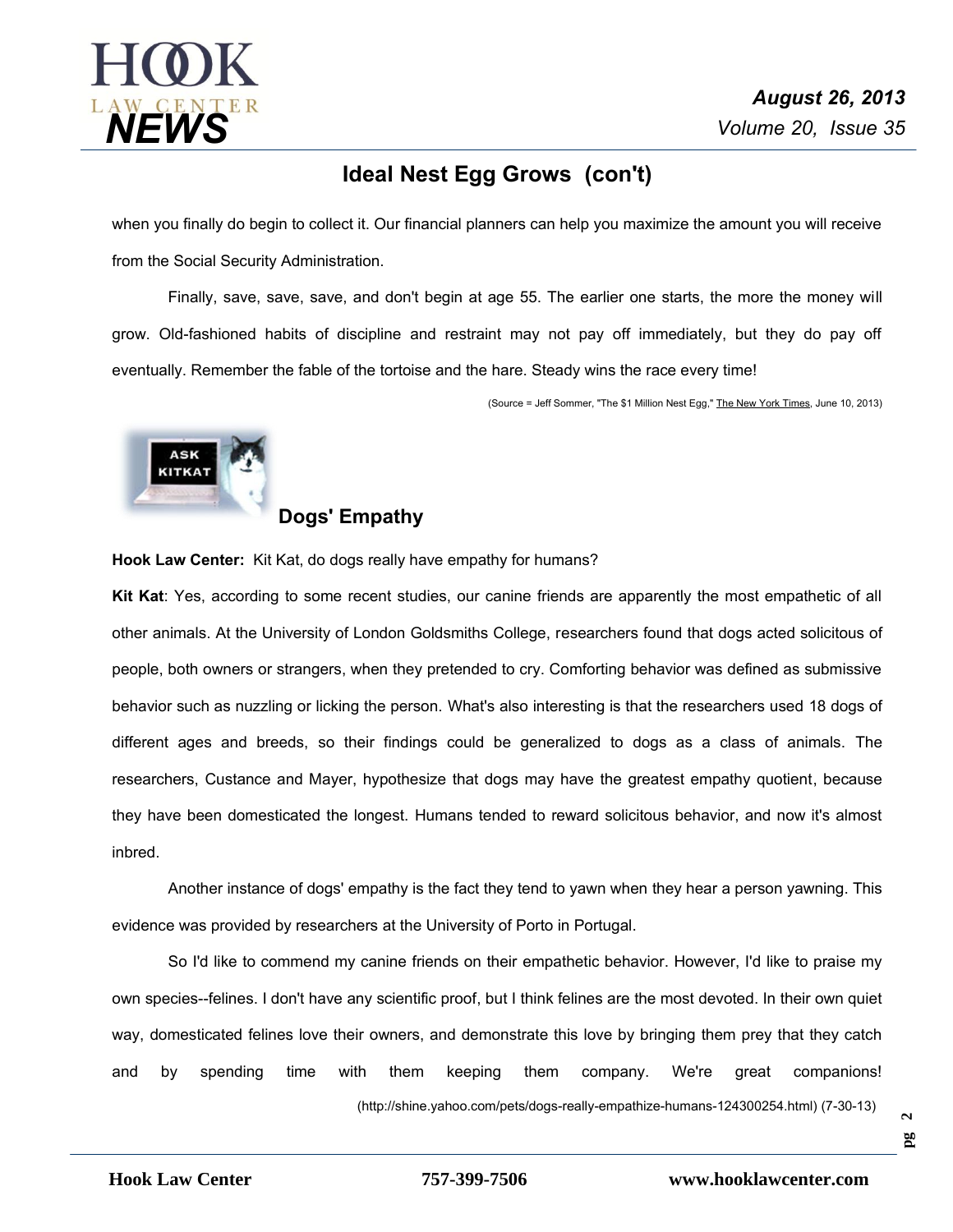## Ideal Nest Egg Grows (con't)

when you finally do begin to collect it. Our financial planners can help you maximize the amount you will receive from the Social Security Administration.

Finally, save, save, save, and don't begin at age 55. The earlier one starts, the more the money will grow. Old-fashioned habits of discipline and restraint may not pay off immediately, but they do pay off eventually. Remember the fable of the tortoise and the hare. Steady wins the race every time!

(Source = Jeff Sommer, "The $1 Million Nest Egg," The New York Times, June 10, 2013)

## Dogs' Empathy

**Hook Law Center:** Kit Kat, do dogs really have empathy for humans?

**Kit Kat**: Yes, according to some recent studies, our canine friends are apparently the most empathetic of all other animals. At the University of London Goldsmiths College, researchers found that dogs acted solicitous of people, both owners or strangers, when they pretended to cry. Comforting behavior was defined as submissive behavior such as nuzzling or licking the person. What's also interesting is that the researchers used 18 dogs of different ages and breeds, so their findings could be generalized to dogs as a class of animals. The researchers, Custance and Mayer, hypothesize that dogs may have the greatest empathy quotient, because they have been domesticated the longest. Humans tended to reward solicitous behavior, and now it's almost inbred.

Another instance of dogs' empathy is the fact they tend to yawn when they hear a person yawning. This evidence was provided by researchers at the University of Porto in Portugal.

So I'd like to commend my canine friends on their empathetic behavior. However, I'd like to praise my own species--felines. I don't have any scientific proof, but I think felines are the most devoted. In their own quiet way, domesticated felines love their owners, and demonstrate this love by bringing them prey that they catch and by spending time with them keeping them company. We're great companions!

(http://shine.yahoo.com/pets/dogs-really-empathize-humans-124300254.html) (7-30-13)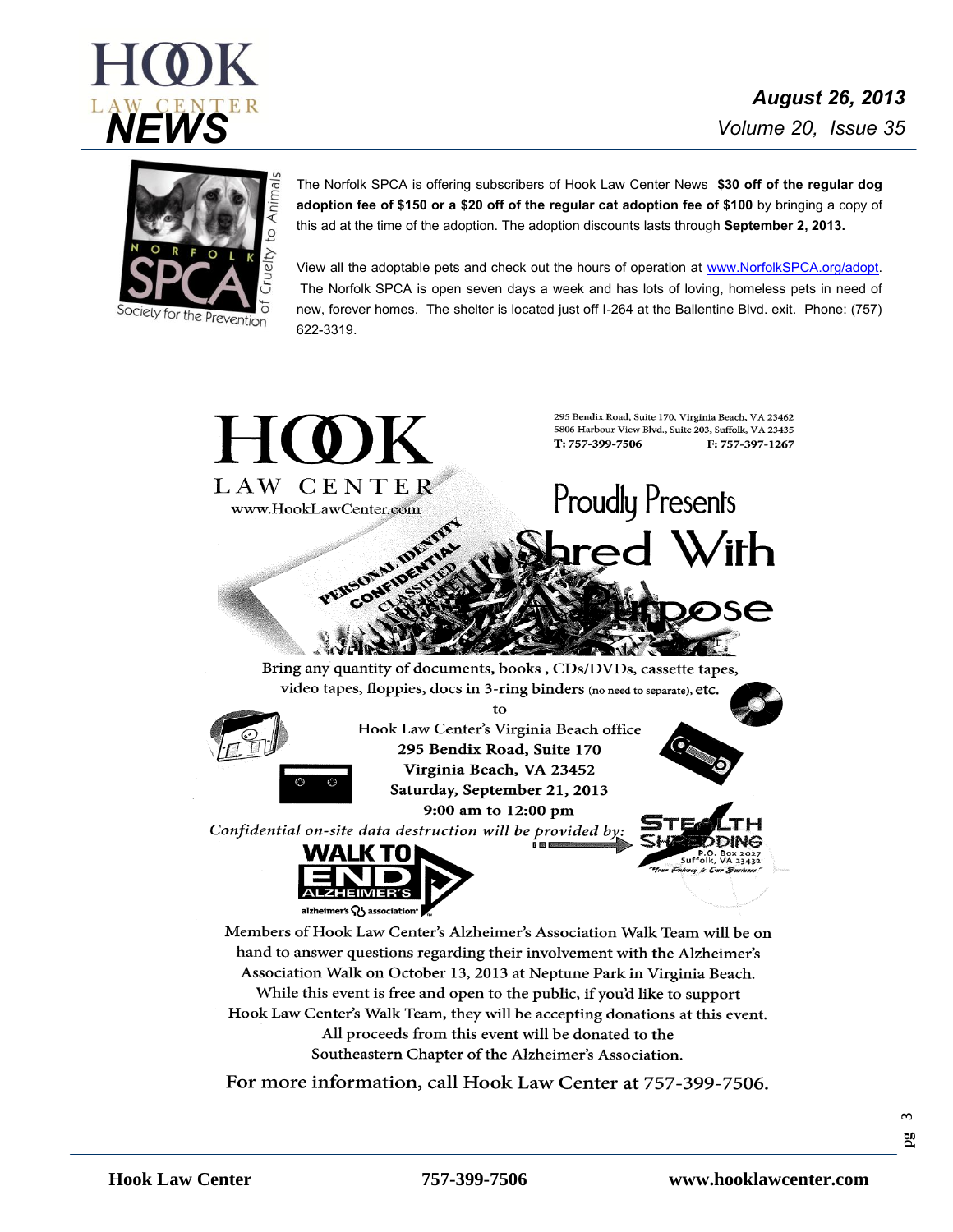The Norfolk SPCA is offering subscribers of Hook Law Center News **$30 off of the regular dog adoption fee of $150 or a $20 off of the regular cat adoption fee of $100** by bringing a copy of this ad at the time of the adoption. The adoption discounts lasts through **September 2, 2013.**

View all the adoptable pets and check out the hours of operation at www.NorfolkSPCA.org/adopt. The Norfolk SPCA is open seven days a week and has lots of loving, homeless pets in need of new, forever homes. The shelter is located just off I-264 at the Ballentine Blvd. exit. Phone: (757) 622-3319.

HOOK LAW CENTER
www.HookLawCenter.com

295 Bendix Road, Suite 170, Virginia Beach, VA 23462
5806 Harbour View Blvd., Suite 203, Suffolk, VA 23435
T: 757-399-7506 F: 757-397-1267

## Proudly Presents Shred With A Purpose

Bring any quantity of documents, books , CDs/DVDs, cassette tapes, video tapes, floppies, docs in 3-ring binders (no need to separate), etc.

to

Hook Law Center's Virginia Beach office
**295 Bendix Road, Suite 170**
**Virginia Beach, VA 23452**
**Saturday, September 21, 2013**
**9:00 am to 12:00 pm**

*Confidential on-site data destruction will be provided by:*

STEALTH SHREDDING
P.O. Box 2027
Suffolk, VA 23432
"Your Privacy is Our Business"

WALK TO END ALZHEIMER'S
alzheimer's association

Members of Hook Law Center's Alzheimer's Association Walk Team will be on hand to answer questions regarding their involvement with the Alzheimer's Association Walk on October 13, 2013 at Neptune Park in Virginia Beach. While this event is free and open to the public, if you'd like to support Hook Law Center's Walk Team, they will be accepting donations at this event. All proceeds from this event will be donated to the Southeastern Chapter of the Alzheimer's Association.

For more information, call Hook Law Center at 757-399-7506.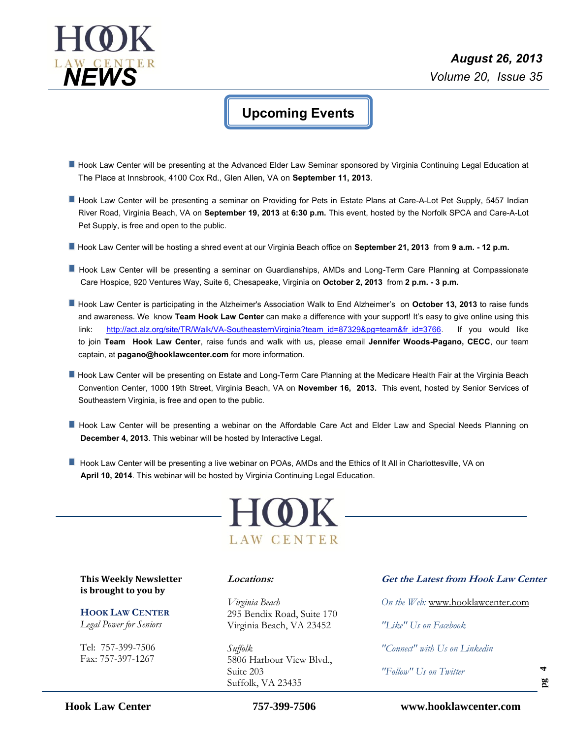# HOOK LAW CENTER NEWS

***August 26, 2013***
*Volume 20, Issue 35*

## Upcoming Events

- Hook Law Center will be presenting at the Advanced Elder Law Seminar sponsored by Virginia Continuing Legal Education at The Place at Innsbrook, 4100 Cox Rd., Glen Allen, VA on **September 11, 2013**.

- Hook Law Center will be presenting a seminar on Providing for Pets in Estate Plans at Care-A-Lot Pet Supply, 5457 Indian River Road, Virginia Beach, VA on **September 19, 2013** at **6:30 p.m.** This event, hosted by the Norfolk SPCA and Care-A-Lot Pet Supply, is free and open to the public.

- Hook Law Center will be hosting a shred event at our Virginia Beach office on **September 21, 2013** from **9 a.m. - 12 p.m.**

- Hook Law Center will be presenting a seminar on Guardianships, AMDs and Long-Term Care Planning at Compassionate Care Hospice, 920 Ventures Way, Suite 6, Chesapeake, Virginia on **October 2, 2013** from **2 p.m. - 3 p.m.**

- Hook Law Center is participating in the Alzheimer's Association Walk to End Alzheimer's on **October 13, 2013** to raise funds and awareness. We know **Team Hook Law Center** can make a difference with your support! It's easy to give online using this link: [http://act.alz.org/site/TR/Walk/VA-SoutheasternVirginia?team_id=87329&pg=team&fr_id=3766](http://act.alz.org/site/TR/Walk/VA-SoutheasternVirginia?team_id=87329&pg=team&fr_id=3766). If you would like to join **Team Hook Law Center**, raise funds and walk with us, please email **Jennifer Woods-Pagano, CECC**, our team captain, at **pagano@hooklawcenter.com** for more information.

- Hook Law Center will be presenting on Estate and Long-Term Care Planning at the Medicare Health Fair at the Virginia Beach Convention Center, 1000 19th Street, Virginia Beach, VA on **November 16, 2013.** This event, hosted by Senior Services of Southeastern Virginia, is free and open to the public.

- Hook Law Center will be presenting a webinar on the Affordable Care Act and Elder Law and Special Needs Planning on **December 4, 2013**. This webinar will be hosted by Interactive Legal.

- Hook Law Center will be presenting a live webinar on POAs, AMDs and the Ethics of It All in Charlottesville, VA on **April 10, 2014**. This webinar will be hosted by Virginia Continuing Legal Education.

HOOK LAW CENTER

**This Weekly Newsletter is brought to you by**

**HOOK LAW CENTER**
*Legal Power for Seniors*

Tel: 757-399-7506
Fax: 757-397-1267

***Locations:***

*Virginia Beach*
295 Bendix Road, Suite 170
Virginia Beach, VA 23452

*Suffolk*
5806 Harbour View Blvd.,
Suite 203
Suffolk, VA 23435

***Get the Latest from Hook Law Center***

*On the Web:* www.hooklawcenter.com

*"Like" Us on Facebook*

*"Connect" with Us on Linkedin*

*"Follow" Us on Twitter*